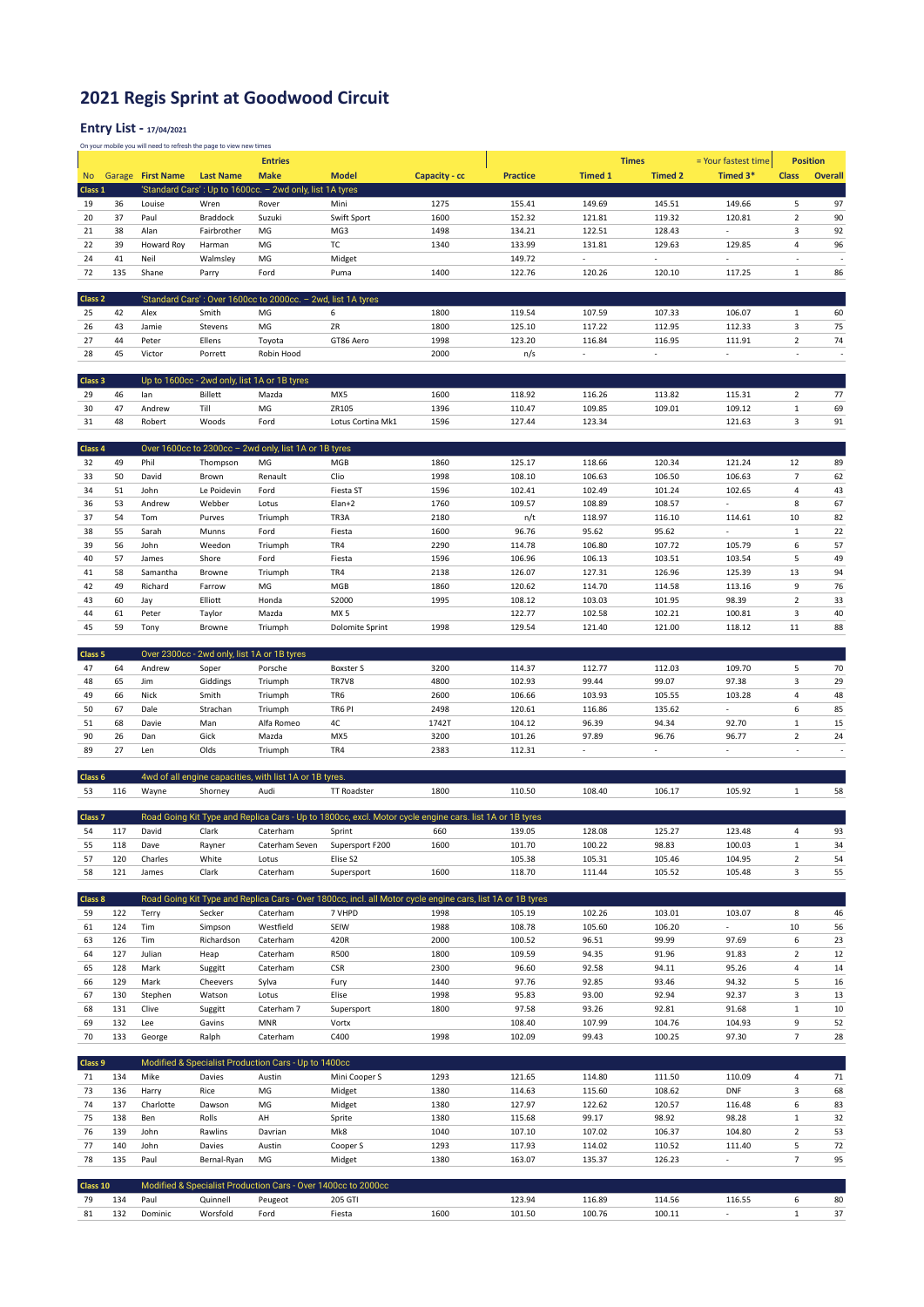# 2021 Regis Sprint at Goodwood Circuit

## Entry List - 17/04/2021

On your mobile you will need to refresh the page to view new times

| | | Entries | | | | | Times | | | = Your fastest time | Position | |
|---|---|---|---|---|---|---|---|---|---|---|---|---|
| No | Garage | First Name | Last Name | Make | Model | Capacity - cc | Practice | Timed 1 | Timed 2 | Timed 3* | Class | Overall |
| **Class 1** | | 'Standard Cars' : Up to 1600cc. – 2wd only, list 1A tyres | | | | | | | | | | |
| 19 | 36 | Louise | Wren | Rover | Mini | 1275 | 155.41 | 149.69 | 145.51 | 149.66 | 5 | 97 |
| 20 | 37 | Paul | Braddock | Suzuki | Swift Sport | 1600 | 152.32 | 121.81 | 119.32 | 120.81 | 2 | 90 |
| 21 | 38 | Alan | Fairbrother | MG | MG3 | 1498 | 134.21 | 122.51 | 128.43 | - | 3 | 92 |
| 22 | 39 | Howard Roy | Harman | MG | TC | 1340 | 133.99 | 131.81 | 129.63 | 129.85 | 4 | 96 |
| 24 | 41 | Neil | Walmsley | MG | Midget | | 149.72 | - | - | - | - | - |
| 72 | 135 | Shane | Parry | Ford | Puma | 1400 | 122.76 | 120.26 | 120.10 | 117.25 | 1 | 86 |
| **Class 2** | | 'Standard Cars' : Over 1600cc to 2000cc. – 2wd, list 1A tyres | | | | | | | | | | |
| 25 | 42 | Alex | Smith | MG | 6 | 1800 | 119.54 | 107.59 | 107.33 | 106.07 | 1 | 60 |
| 26 | 43 | Jamie | Stevens | MG | ZR | 1800 | 125.10 | 117.22 | 112.95 | 112.33 | 3 | 75 |
| 27 | 44 | Peter | Ellens | Toyota | GT86 Aero | 1998 | 123.20 | 116.84 | 116.95 | 111.91 | 2 | 74 |
| 28 | 45 | Victor | Porrett | Robin Hood | | 2000 | n/s | - | - | - | - | - |
| **Class 3** | | Up to 1600cc - 2wd only, list 1A or 1B tyres | | | | | | | | | | |
| 29 | 46 | Ian | Billett | Mazda | MX5 | 1600 | 118.92 | 116.26 | 113.82 | 115.31 | 2 | 77 |
| 30 | 47 | Andrew | Till | MG | ZR105 | 1396 | 110.47 | 109.85 | 109.01 | 109.12 | 1 | 69 |
| 31 | 48 | Robert | Woods | Ford | Lotus Cortina Mk1 | 1596 | 127.44 | 123.34 | | 121.63 | 3 | 91 |
| **Class 4** | | Over 1600cc to 2300cc – 2wd only, list 1A or 1B tyres | | | | | | | | | | |
| 32 | 49 | Phil | Thompson | MG | MGB | 1860 | 125.17 | 118.66 | 120.34 | 121.24 | 12 | 89 |
| 33 | 50 | David | Brown | Renault | Clio | 1998 | 108.10 | 106.63 | 106.50 | 106.63 | 7 | 62 |
| 34 | 51 | John | Le Poidevin | Ford | Fiesta ST | 1596 | 102.41 | 102.49 | 101.24 | 102.65 | 4 | 43 |
| 36 | 53 | Andrew | Webber | Lotus | Elan+2 | 1760 | 109.57 | 108.89 | 108.57 | - | 8 | 67 |
| 37 | 54 | Tom | Purves | Triumph | TR3A | 2180 | n/t | 118.97 | 116.10 | 114.61 | 10 | 82 |
| 38 | 55 | Sarah | Munns | Ford | Fiesta | 1600 | 96.76 | 95.62 | 95.62 | - | 1 | 22 |
| 39 | 56 | John | Weedon | Triumph | TR4 | 2290 | 114.78 | 106.80 | 107.72 | 105.79 | 6 | 57 |
| 40 | 57 | James | Shore | Ford | Fiesta | 1596 | 106.96 | 106.13 | 103.51 | 103.54 | 5 | 49 |
| 41 | 58 | Samantha | Browne | Triumph | TR4 | 2138 | 126.07 | 127.31 | 126.96 | 125.39 | 13 | 94 |
| 42 | 49 | Richard | Farrow | MG | MGB | 1860 | 120.62 | 114.70 | 114.58 | 113.16 | 9 | 76 |
| 43 | 60 | Jay | Elliott | Honda | S2000 | 1995 | 108.12 | 103.03 | 101.95 | 98.39 | 2 | 33 |
| 44 | 61 | Peter | Taylor | Mazda | MX 5 | | 122.77 | 102.58 | 102.21 | 100.81 | 3 | 40 |
| 45 | 59 | Tony | Browne | Triumph | Dolomite Sprint | 1998 | 129.54 | 121.40 | 121.00 | 118.12 | 11 | 88 |
| **Class 5** | | Over 2300cc - 2wd only, list 1A or 1B tyres | | | | | | | | | | |
| 47 | 64 | Andrew | Soper | Porsche | Boxster S | 3200 | 114.37 | 112.77 | 112.03 | 109.70 | 5 | 70 |
| 48 | 65 | Jim | Giddings | Triumph | TR7V8 | 4800 | 102.93 | 99.44 | 99.07 | 97.38 | 3 | 29 |
| 49 | 66 | Nick | Smith | Triumph | TR6 | 2600 | 106.66 | 103.93 | 105.55 | 103.28 | 4 | 48 |
| 50 | 67 | Dale | Strachan | Triumph | TR6 PI | 2498 | 120.61 | 116.86 | 135.62 | - | 6 | 85 |
| 51 | 68 | Davie | Man | Alfa Romeo | 4C | 1742T | 104.12 | 96.39 | 94.34 | 92.70 | 1 | 15 |
| 90 | 26 | Dan | Gick | Mazda | MX5 | 3200 | 101.26 | 97.89 | 96.76 | 96.77 | 2 | 24 |
| 89 | 27 | Len | Olds | Triumph | TR4 | 2383 | 112.31 | - | - | - | - | - |
| **Class 6** | | 4wd of all engine capacities, with list 1A or 1B tyres. | | | | | | | | | | |
| 53 | 116 | Wayne | Shorney | Audi | TT Roadster | 1800 | 110.50 | 108.40 | 106.17 | 105.92 | 1 | 58 |
| **Class 7** | | Road Going Kit Type and Replica Cars - Up to 1800cc, excl. Motor cycle engine cars. list 1A or 1B tyres | | | | | | | | | | |
| 54 | 117 | David | Clark | Caterham | Sprint | 660 | 139.05 | 128.08 | 125.27 | 123.48 | 4 | 93 |
| 55 | 118 | Dave | Rayner | Caterham Seven | Supersport F200 | 1600 | 101.70 | 100.22 | 98.83 | 100.03 | 1 | 34 |
| 57 | 120 | Charles | White | Lotus | Elise S2 | | 105.38 | 105.31 | 105.46 | 104.95 | 2 | 54 |
| 58 | 121 | James | Clark | Caterham | Supersport | 1600 | 118.70 | 111.44 | 105.52 | 105.48 | 3 | 55 |
| **Class 8** | | Road Going Kit Type and Replica Cars - Over 1800cc, incl. all Motor cycle engine cars, list 1A or 1B tyres | | | | | | | | | | |
| 59 | 122 | Terry | Secker | Caterham | 7 VHPD | 1998 | 105.19 | 102.26 | 103.01 | 103.07 | 8 | 46 |
| 61 | 124 | Tim | Simpson | Westfield | SEIW | 1988 | 108.78 | 105.60 | 106.20 | - | 10 | 56 |
| 63 | 126 | Tim | Richardson | Caterham | 420R | 2000 | 100.52 | 96.51 | 99.99 | 97.69 | 6 | 23 |
| 64 | 127 | Julian | Heap | Caterham | R500 | 1800 | 109.59 | 94.35 | 91.96 | 91.83 | 2 | 12 |
| 65 | 128 | Mark | Suggitt | Caterham | CSR | 2300 | 96.60 | 92.58 | 94.11 | 95.26 | 4 | 14 |
| 66 | 129 | Mark | Cheevers | Sylva | Fury | 1440 | 97.76 | 92.85 | 93.46 | 94.32 | 5 | 16 |
| 67 | 130 | Stephen | Watson | Lotus | Elise | 1998 | 95.83 | 93.00 | 92.94 | 92.37 | 3 | 13 |
| 68 | 131 | Clive | Suggitt | Caterham 7 | Supersport | 1800 | 97.58 | 93.26 | 92.81 | 91.68 | 1 | 10 |
| 69 | 132 | Lee | Gavins | MNR | Vortx | | 108.40 | 107.99 | 104.76 | 104.93 | 9 | 52 |
| 70 | 133 | George | Ralph | Caterham | C400 | 1998 | 102.09 | 99.43 | 100.25 | 97.30 | 7 | 28 |
| **Class 9** | | Modified & Specialist Production Cars - Up to 1400cc | | | | | | | | | | |
| 71 | 134 | Mike | Davies | Austin | Mini Cooper S | 1293 | 121.65 | 114.80 | 111.50 | 110.09 | 4 | 71 |
| 73 | 136 | Harry | Rice | MG | Midget | 1380 | 114.63 | 115.60 | 108.62 | DNF | 3 | 68 |
| 74 | 137 | Charlotte | Dawson | MG | Midget | 1380 | 127.97 | 122.62 | 120.57 | 116.48 | 6 | 83 |
| 75 | 138 | Ben | Rolls | AH | Sprite | 1380 | 115.68 | 99.17 | 98.92 | 98.28 | 1 | 32 |
| 76 | 139 | John | Rawlins | Davrian | Mk8 | 1040 | 107.10 | 107.02 | 106.37 | 104.80 | 2 | 53 |
| 77 | 140 | John | Davies | Austin | Cooper S | 1293 | 117.93 | 114.02 | 110.52 | 111.40 | 5 | 72 |
| 78 | 135 | Paul | Bernal-Ryan | MG | Midget | 1380 | 163.07 | 135.37 | 126.23 | - | 7 | 95 |
| **Class 10** | | Modified & Specialist Production Cars - Over 1400cc to 2000cc | | | | | | | | | | |
| 79 | 134 | Paul | Quinnell | Peugeot | 205 GTI | | 123.94 | 116.89 | 114.56 | 116.55 | 6 | 80 |
| 81 | 132 | Dominic | Worsfold | Ford | Fiesta | 1600 | 101.50 | 100.76 | 100.11 | - | 1 | 37 |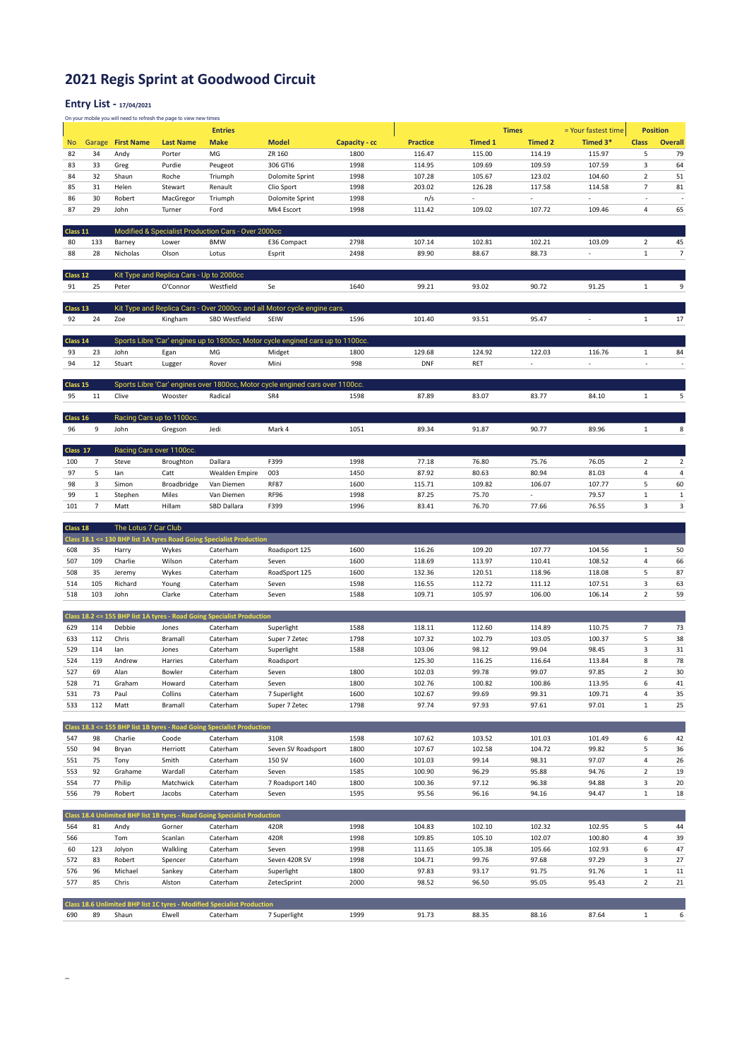# 2021 Regis Sprint at Goodwood Circuit

## Entry List - 17/04/2021

On your mobile you will need to refresh the page to view new times

| | | Entries | | | | | | Times | | | = Your fastest time | Position | |
|---|---|---|---|---|---|---|---|---|---|---|---|---|---|
| No | Garage | First Name | Last Name | Make | Model | Capacity - cc | Practice | Timed 1 | Timed 2 | Timed 3* | | Class | Overall |
| 82 | 34 | Andy | Porter | MG | ZR 160 | 1800 | 116.47 | 115.00 | 114.19 | 115.97 | | 5 | 79 |
| 83 | 33 | Greg | Purdie | Peugeot | 306 GTI6 | 1998 | 114.95 | 109.69 | 109.59 | 107.59 | | 3 | 64 |
| 84 | 32 | Shaun | Roche | Triumph | Dolomite Sprint | 1998 | 107.28 | 105.67 | 123.02 | 104.60 | | 2 | 51 |
| 85 | 31 | Helen | Stewart | Renault | Clio Sport | 1998 | 203.02 | 126.28 | 117.58 | 114.58 | | 7 | 81 |
| 86 | 30 | Robert | MacGregor | Triumph | Dolomite Sprint | 1998 | n/s | - | - | - | | - | - |
| 87 | 29 | John | Turner | Ford | Mk4 Escort | 1998 | 111.42 | 109.02 | 107.72 | 109.46 | | 4 | 65 |
| **Class 11** | | Modified & Specialist Production Cars - Over 2000cc | | | | | | | | | | | |
| 80 | 133 | Barney | Lower | BMW | E36 Compact | 2798 | 107.14 | 102.81 | 102.21 | 103.09 | | 2 | 45 |
| 88 | 28 | Nicholas | Olson | Lotus | Esprit | 2498 | 89.90 | 88.67 | 88.73 | - | | 1 | 7 |
| **Class 12** | | Kit Type and Replica Cars - Up to 2000cc | | | | | | | | | | | |
| 91 | 25 | Peter | O'Connor | Westfield | Se | 1640 | 99.21 | 93.02 | 90.72 | 91.25 | | 1 | 9 |
| **Class 13** | | Kit Type and Replica Cars - Over 2000cc and all Motor cycle engine cars. | | | | | | | | | | | |
| 92 | 24 | Zoe | Kingham | SBD Westfield | SEIW | 1596 | 101.40 | 93.51 | 95.47 | - | | 1 | 17 |
| **Class 14** | | Sports Libre 'Car' engines up to 1800cc, Motor cycle engined cars up to 1100cc. | | | | | | | | | | | |
| 93 | 23 | John | Egan | MG | Midget | 1800 | 129.68 | 124.92 | 122.03 | 116.76 | | 1 | 84 |
| 94 | 12 | Stuart | Lugger | Rover | Mini | 998 | DNF | RET | - | - | | - | - |
| **Class 15** | | Sports Libre 'Car' engines over 1800cc, Motor cycle engined cars over 1100cc. | | | | | | | | | | | |
| 95 | 11 | Clive | Wooster | Radical | SR4 | 1598 | 87.89 | 83.07 | 83.77 | 84.10 | | 1 | 5 |
| **Class 16** | | Racing Cars up to 1100cc. | | | | | | | | | | | |
| 96 | 9 | John | Gregson | Jedi | Mark 4 | 1051 | 89.34 | 91.87 | 90.77 | 89.96 | | 1 | 8 |
| **Class 17** | | Racing Cars over 1100cc. | | | | | | | | | | | |
| 100 | 7 | Steve | Broughton | Dallara | F399 | 1998 | 77.18 | 76.80 | 75.76 | 76.05 | | 2 | 2 |
| 97 | 5 | Ian | Catt | Wealden Empire | 003 | 1450 | 87.92 | 80.63 | 80.94 | 81.03 | | 4 | 4 |
| 98 | 3 | Simon | Broadbridge | Van Diemen | RF87 | 1600 | 115.71 | 109.82 | 106.07 | 107.77 | | 5 | 60 |
| 99 | 1 | Stephen | Miles | Van Diemen | RF96 | 1998 | 87.25 | 75.70 | - | 79.57 | | 1 | 1 |
| 101 | 7 | Matt | Hillam | SBD Dallara | F399 | 1996 | 83.41 | 76.70 | 77.66 | 76.55 | | 3 | 3 |
| **Class 18** | | The Lotus 7 Car Club | | | | | | | | | | | |
| **Class 18.1 <= 130 BHP list 1A tyres Road Going Specialist Production** | | | | | | | | | | | | | |
| 608 | 35 | Harry | Wykes | Caterham | Roadsport 125 | 1600 | 116.26 | 109.20 | 107.77 | 104.56 | | 1 | 50 |
| 507 | 109 | Charlie | Wilson | Caterham | Seven | 1600 | 118.69 | 113.97 | 110.41 | 108.52 | | 4 | 66 |
| 508 | 35 | Jeremy | Wykes | Caterham | RoadSport 125 | 1600 | 132.36 | 120.51 | 118.96 | 118.08 | | 5 | 87 |
| 514 | 105 | Richard | Young | Caterham | Seven | 1598 | 116.55 | 112.72 | 111.12 | 107.51 | | 3 | 63 |
| 518 | 103 | John | Clarke | Caterham | Seven | 1588 | 109.71 | 105.97 | 106.00 | 106.14 | | 2 | 59 |
| **Class 18.2 <= 155 BHP list 1A tyres - Road Going Specialist Production** | | | | | | | | | | | | | |
| 629 | 114 | Debbie | Jones | Caterham | Superlight | 1588 | 118.11 | 112.60 | 114.89 | 110.75 | | 7 | 73 |
| 633 | 112 | Chris | Bramall | Caterham | Super 7 Zetec | 1798 | 107.32 | 102.79 | 103.05 | 100.37 | | 5 | 38 |
| 529 | 114 | Ian | Jones | Caterham | Superlight | 1588 | 103.06 | 98.12 | 99.04 | 98.45 | | 3 | 31 |
| 524 | 119 | Andrew | Harries | Caterham | Roadsport | | 125.30 | 116.25 | 116.64 | 113.84 | | 8 | 78 |
| 527 | 69 | Alan | Bowler | Caterham | Seven | 1800 | 102.03 | 99.78 | 99.07 | 97.85 | | 2 | 30 |
| 528 | 71 | Graham | Howard | Caterham | Seven | 1800 | 102.76 | 100.82 | 100.86 | 113.95 | | 6 | 41 |
| 531 | 73 | Paul | Collins | Caterham | 7 Superlight | 1600 | 102.67 | 99.69 | 99.31 | 109.71 | | 4 | 35 |
| 533 | 112 | Matt | Bramall | Caterham | Super 7 Zetec | 1798 | 97.74 | 97.93 | 97.61 | 97.01 | | 1 | 25 |
| **Class 18.3 <= 155 BHP list 1B tyres - Road Going Specialist Production** | | | | | | | | | | | | | |
| 547 | 98 | Charlie | Coode | Caterham | 310R | 1598 | 107.62 | 103.52 | 101.03 | 101.49 | | 6 | 42 |
| 550 | 94 | Bryan | Herriott | Caterham | Seven SV Roadsport | 1800 | 107.67 | 102.58 | 104.72 | 99.82 | | 5 | 36 |
| 551 | 75 | Tony | Smith | Caterham | 150 SV | 1600 | 101.03 | 99.14 | 98.31 | 97.07 | | 4 | 26 |
| 553 | 92 | Grahame | Wardall | Caterham | Seven | 1585 | 100.90 | 96.29 | 95.88 | 94.76 | | 2 | 19 |
| 554 | 77 | Philip | Matchwick | Caterham | 7 Roadsport 140 | 1800 | 100.36 | 97.12 | 96.38 | 94.88 | | 3 | 20 |
| 556 | 79 | Robert | Jacobs | Caterham | Seven | 1595 | 95.56 | 96.16 | 94.16 | 94.47 | | 1 | 18 |
| **Class 18.4 Unlimited BHP list 1B tyres - Road Going Specialist Production** | | | | | | | | | | | | | |
| 564 | 81 | Andy | Gorner | Caterham | 420R | 1998 | 104.83 | 102.10 | 102.32 | 102.95 | | 5 | 44 |
| 566 | | Tom | Scanlan | Caterham | 420R | 1998 | 109.85 | 105.10 | 102.07 | 100.80 | | 4 | 39 |
| 60 | 123 | Jolyon | Walkling | Caterham | Seven | 1998 | 111.65 | 105.38 | 105.66 | 102.93 | | 6 | 47 |
| 572 | 83 | Robert | Spencer | Caterham | Seven 420R SV | 1998 | 104.71 | 99.76 | 97.68 | 97.29 | | 3 | 27 |
| 576 | 96 | Michael | Sankey | Caterham | Superlight | 1800 | 97.83 | 93.17 | 91.75 | 91.76 | | 1 | 11 |
| 577 | 85 | Chris | Alston | Caterham | ZetecSprint | 2000 | 98.52 | 96.50 | 95.05 | 95.43 | | 2 | 21 |
| **Class 18.6 Unlimited BHP list 1C tyres - Modified Specialist Production** | | | | | | | | | | | | | |
| 690 | 89 | Shaun | Elwell | Caterham | 7 Superlight | 1999 | 91.73 | 88.35 | 88.16 | 87.64 | | 1 | 6 |